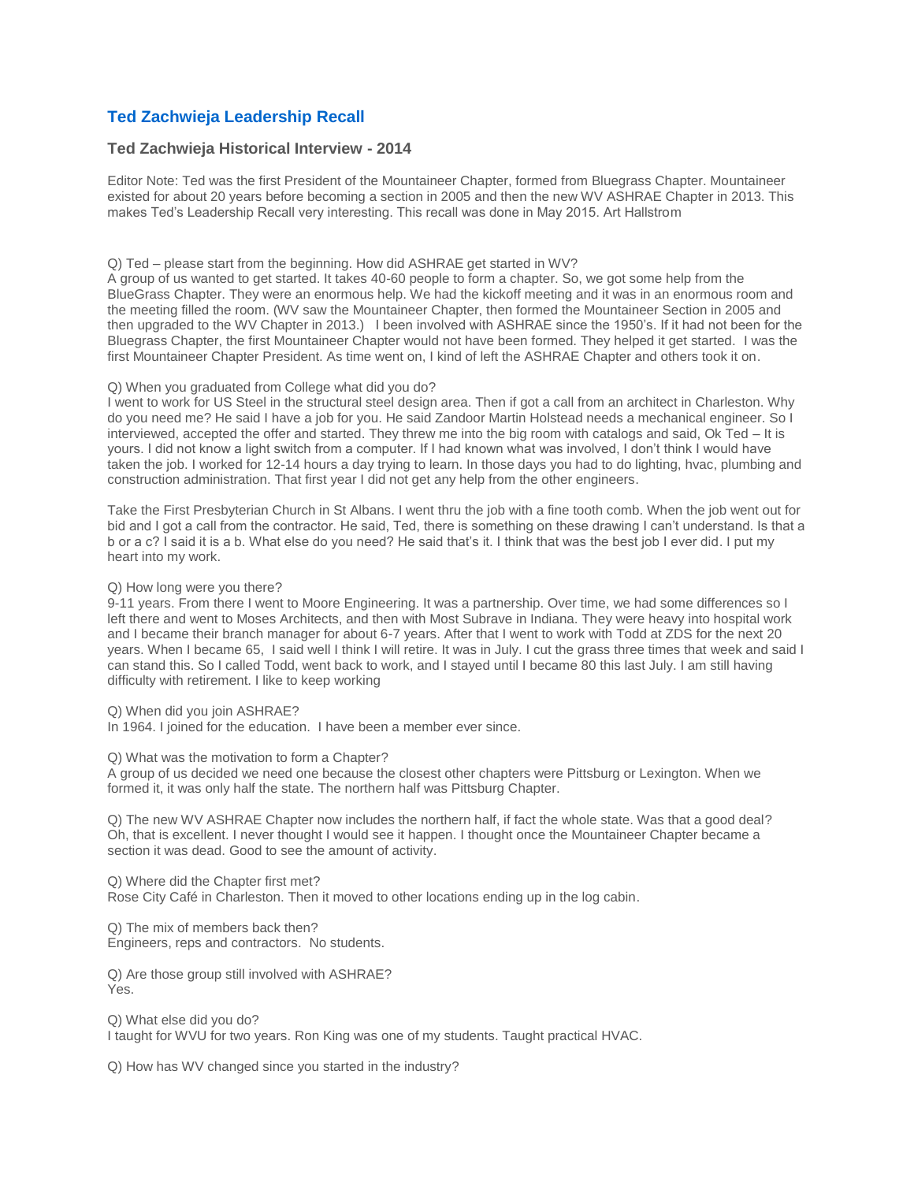## Ted Zachwieja Leadership Recall

### Ted Zachwieja Historical Interview - 2014

Editor Note: Ted was the first President of the Mountaineer Chapter, formed from Bluegrass Chapter. Mountaineer existed for about 20 years before becoming a section in 2005 and then the new WV ASHRAE Chapter in 2013. This makes Ted's Leadership Recall very interesting. This recall was done in May 2015. Art Hallstrom

Q) Ted – please start from the beginning. How did ASHRAE get started in WV?
A group of us wanted to get started. It takes 40-60 people to form a chapter. So, we got some help from the BlueGrass Chapter. They were an enormous help. We had the kickoff meeting and it was in an enormous room and the meeting filled the room. (WV saw the Mountaineer Chapter, then formed the Mountaineer Section in 2005 and then upgraded to the WV Chapter in 2013.) I been involved with ASHRAE since the 1950's. If it had not been for the Bluegrass Chapter, the first Mountaineer Chapter would not have been formed. They helped it get started. I was the first Mountaineer Chapter President. As time went on, I kind of left the ASHRAE Chapter and others took it on.

Q) When you graduated from College what did you do?
I went to work for US Steel in the structural steel design area. Then if got a call from an architect in Charleston. Why do you need me? He said I have a job for you. He said Zandoor Martin Holstead needs a mechanical engineer. So I interviewed, accepted the offer and started. They threw me into the big room with catalogs and said, Ok Ted – It is yours. I did not know a light switch from a computer. If I had known what was involved, I don't think I would have taken the job. I worked for 12-14 hours a day trying to learn. In those days you had to do lighting, hvac, plumbing and construction administration. That first year I did not get any help from the other engineers.

Take the First Presbyterian Church in St Albans. I went thru the job with a fine tooth comb. When the job went out for bid and I got a call from the contractor. He said, Ted, there is something on these drawing I can't understand. Is that a b or a c? I said it is a b. What else do you need? He said that's it. I think that was the best job I ever did. I put my heart into my work.

Q) How long were you there?
9-11 years. From there I went to Moore Engineering. It was a partnership. Over time, we had some differences so I left there and went to Moses Architects, and then with Most Subrave in Indiana. They were heavy into hospital work and I became their branch manager for about 6-7 years. After that I went to work with Todd at ZDS for the next 20 years. When I became 65, I said well I think I will retire. It was in July. I cut the grass three times that week and said I can stand this. So I called Todd, went back to work, and I stayed until I became 80 this last July. I am still having difficulty with retirement. I like to keep working

Q) When did you join ASHRAE?
In 1964. I joined for the education. I have been a member ever since.

Q) What was the motivation to form a Chapter?
A group of us decided we need one because the closest other chapters were Pittsburg or Lexington. When we formed it, it was only half the state. The northern half was Pittsburg Chapter.

Q) The new WV ASHRAE Chapter now includes the northern half, if fact the whole state. Was that a good deal?
Oh, that is excellent. I never thought I would see it happen. I thought once the Mountaineer Chapter became a section it was dead. Good to see the amount of activity.

Q) Where did the Chapter first met?
Rose City Café in Charleston. Then it moved to other locations ending up in the log cabin.

Q) The mix of members back then?
Engineers, reps and contractors. No students.

Q) Are those group still involved with ASHRAE?
Yes.

Q) What else did you do?
I taught for WVU for two years. Ron King was one of my students. Taught practical HVAC.

Q) How has WV changed since you started in the industry?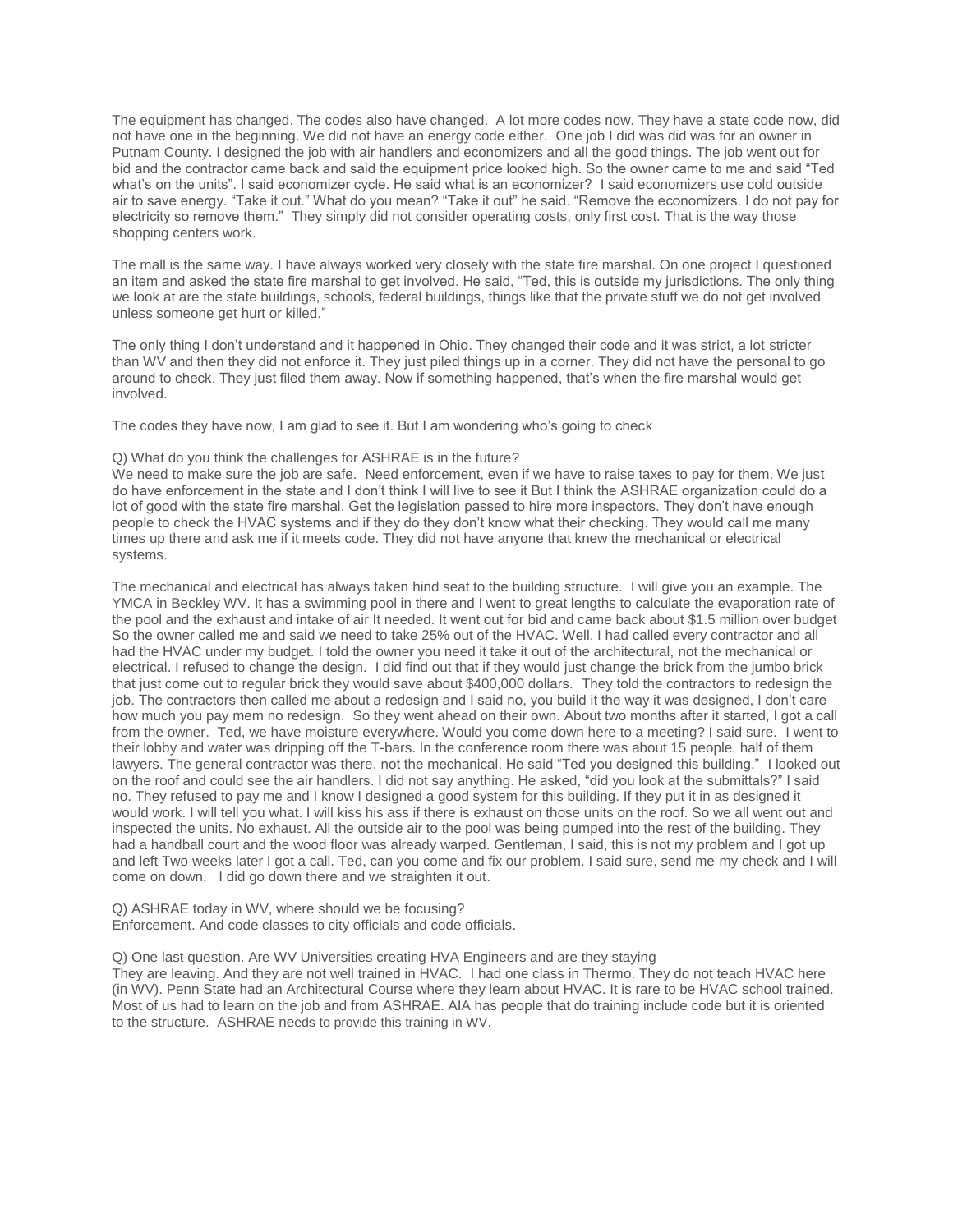The equipment has changed. The codes also have changed. A lot more codes now. They have a state code now, did not have one in the beginning. We did not have an energy code either. One job I did was did was for an owner in Putnam County. I designed the job with air handlers and economizers and all the good things. The job went out for bid and the contractor came back and said the equipment price looked high. So the owner came to me and said "Ted what's on the units". I said economizer cycle. He said what is an economizer? I said economizers use cold outside air to save energy. "Take it out." What do you mean? "Take it out" he said. "Remove the economizers. I do not pay for electricity so remove them." They simply did not consider operating costs, only first cost. That is the way those shopping centers work.

The mall is the same way. I have always worked very closely with the state fire marshal. On one project I questioned an item and asked the state fire marshal to get involved. He said, "Ted, this is outside my jurisdictions. The only thing we look at are the state buildings, schools, federal buildings, things like that the private stuff we do not get involved unless someone get hurt or killed."

The only thing I don't understand and it happened in Ohio. They changed their code and it was strict, a lot stricter than WV and then they did not enforce it. They just piled things up in a corner. They did not have the personal to go around to check. They just filed them away. Now if something happened, that's when the fire marshal would get involved.

The codes they have now, I am glad to see it. But I am wondering who's going to check

Q) What do you think the challenges for ASHRAE is in the future?
We need to make sure the job are safe. Need enforcement, even if we have to raise taxes to pay for them. We just do have enforcement in the state and I don't think I will live to see it But I think the ASHRAE organization could do a lot of good with the state fire marshal. Get the legislation passed to hire more inspectors. They don't have enough people to check the HVAC systems and if they do they don't know what their checking. They would call me many times up there and ask me if it meets code. They did not have anyone that knew the mechanical or electrical systems.

The mechanical and electrical has always taken hind seat to the building structure. I will give you an example. The YMCA in Beckley WV. It has a swimming pool in there and I went to great lengths to calculate the evaporation rate of the pool and the exhaust and intake of air It needed. It went out for bid and came back about $1.5 million over budget So the owner called me and said we need to take 25% out of the HVAC. Well, I had called every contractor and all had the HVAC under my budget. I told the owner you need it take it out of the architectural, not the mechanical or electrical. I refused to change the design. I did find out that if they would just change the brick from the jumbo brick that just come out to regular brick they would save about $400,000 dollars. They told the contractors to redesign the job. The contractors then called me about a redesign and I said no, you build it the way it was designed, I don't care how much you pay mem no redesign. So they went ahead on their own. About two months after it started, I got a call from the owner. Ted, we have moisture everywhere. Would you come down here to a meeting? I said sure. I went to their lobby and water was dripping off the T-bars. In the conference room there was about 15 people, half of them lawyers. The general contractor was there, not the mechanical. He said "Ted you designed this building." I looked out on the roof and could see the air handlers. I did not say anything. He asked, "did you look at the submittals?" I said no. They refused to pay me and I know I designed a good system for this building. If they put it in as designed it would work. I will tell you what. I will kiss his ass if there is exhaust on those units on the roof. So we all went out and inspected the units. No exhaust. All the outside air to the pool was being pumped into the rest of the building. They had a handball court and the wood floor was already warped. Gentleman, I said, this is not my problem and I got up and left Two weeks later I got a call. Ted, can you come and fix our problem. I said sure, send me my check and I will come on down. I did go down there and we straighten it out.

Q) ASHRAE today in WV, where should we be focusing?
Enforcement. And code classes to city officials and code officials.

Q) One last question. Are WV Universities creating HVA Engineers and are they staying
They are leaving. And they are not well trained in HVAC. I had one class in Thermo. They do not teach HVAC here (in WV). Penn State had an Architectural Course where they learn about HVAC. It is rare to be HVAC school trained. Most of us had to learn on the job and from ASHRAE. AIA has people that do training include code but it is oriented to the structure. ASHRAE needs to provide this training in WV.